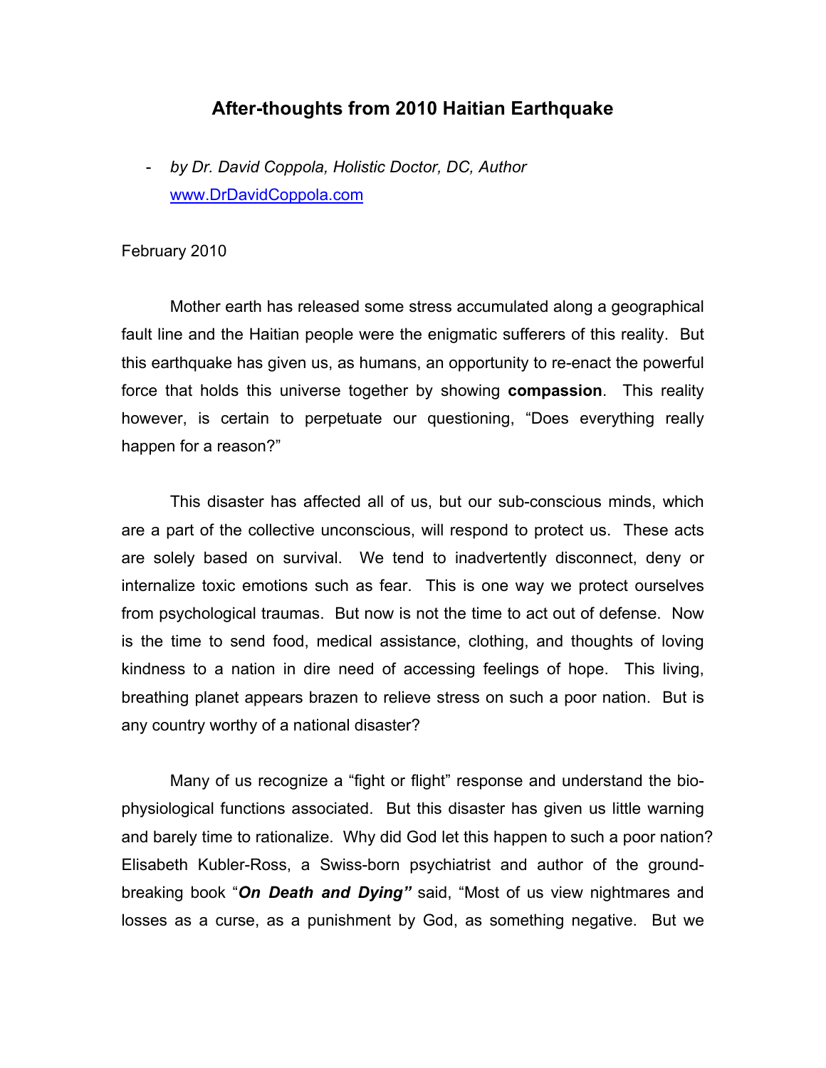# After-thoughts from 2010 Haitian Earthquake

- *by Dr. David Coppola, Holistic Doctor, DC, Author*
  [www.DrDavidCoppola.com](http://www.DrDavidCoppola.com)

February 2010

Mother earth has released some stress accumulated along a geographical fault line and the Haitian people were the enigmatic sufferers of this reality. But this earthquake has given us, as humans, an opportunity to re-enact the powerful force that holds this universe together by showing **compassion**. This reality however, is certain to perpetuate our questioning, "Does everything really happen for a reason?"

This disaster has affected all of us, but our sub-conscious minds, which are a part of the collective unconscious, will respond to protect us. These acts are solely based on survival. We tend to inadvertently disconnect, deny or internalize toxic emotions such as fear. This is one way we protect ourselves from psychological traumas. But now is not the time to act out of defense. Now is the time to send food, medical assistance, clothing, and thoughts of loving kindness to a nation in dire need of accessing feelings of hope. This living, breathing planet appears brazen to relieve stress on such a poor nation. But is any country worthy of a national disaster?

Many of us recognize a "fight or flight" response and understand the bio-physiological functions associated. But this disaster has given us little warning and barely time to rationalize. Why did God let this happen to such a poor nation? Elisabeth Kubler-Ross, a Swiss-born psychiatrist and author of the ground-breaking book "***On Death and Dying"*** said, "Most of us view nightmares and losses as a curse, as a punishment by God, as something negative. But we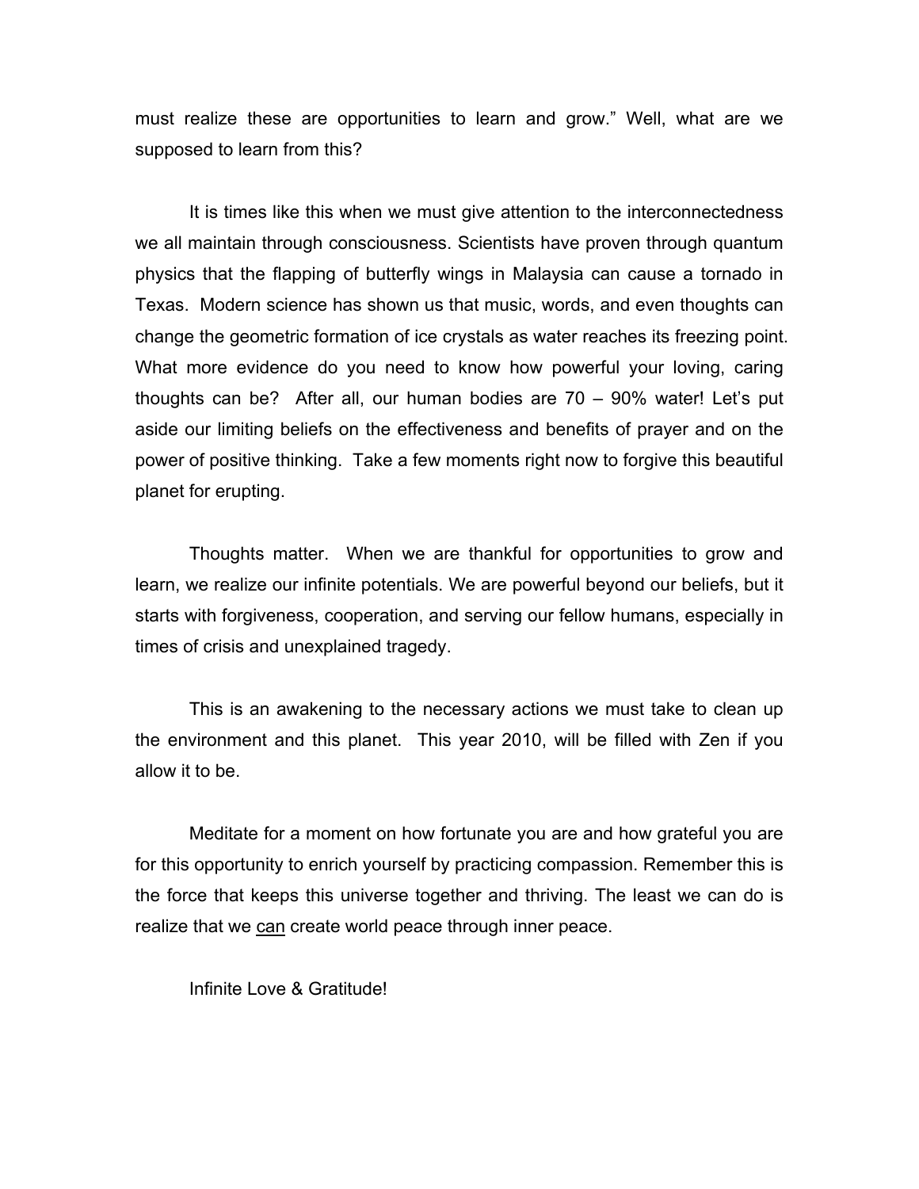must realize these are opportunities to learn and grow." Well, what are we supposed to learn from this?

It is times like this when we must give attention to the interconnectedness we all maintain through consciousness. Scientists have proven through quantum physics that the flapping of butterfly wings in Malaysia can cause a tornado in Texas. Modern science has shown us that music, words, and even thoughts can change the geometric formation of ice crystals as water reaches its freezing point. What more evidence do you need to know how powerful your loving, caring thoughts can be? After all, our human bodies are 70 – 90% water! Let's put aside our limiting beliefs on the effectiveness and benefits of prayer and on the power of positive thinking. Take a few moments right now to forgive this beautiful planet for erupting.

Thoughts matter. When we are thankful for opportunities to grow and learn, we realize our infinite potentials. We are powerful beyond our beliefs, but it starts with forgiveness, cooperation, and serving our fellow humans, especially in times of crisis and unexplained tragedy.

This is an awakening to the necessary actions we must take to clean up the environment and this planet. This year 2010, will be filled with Zen if you allow it to be.

Meditate for a moment on how fortunate you are and how grateful you are for this opportunity to enrich yourself by practicing compassion. Remember this is the force that keeps this universe together and thriving. The least we can do is realize that we <u>can</u> create world peace through inner peace.

Infinite Love & Gratitude!